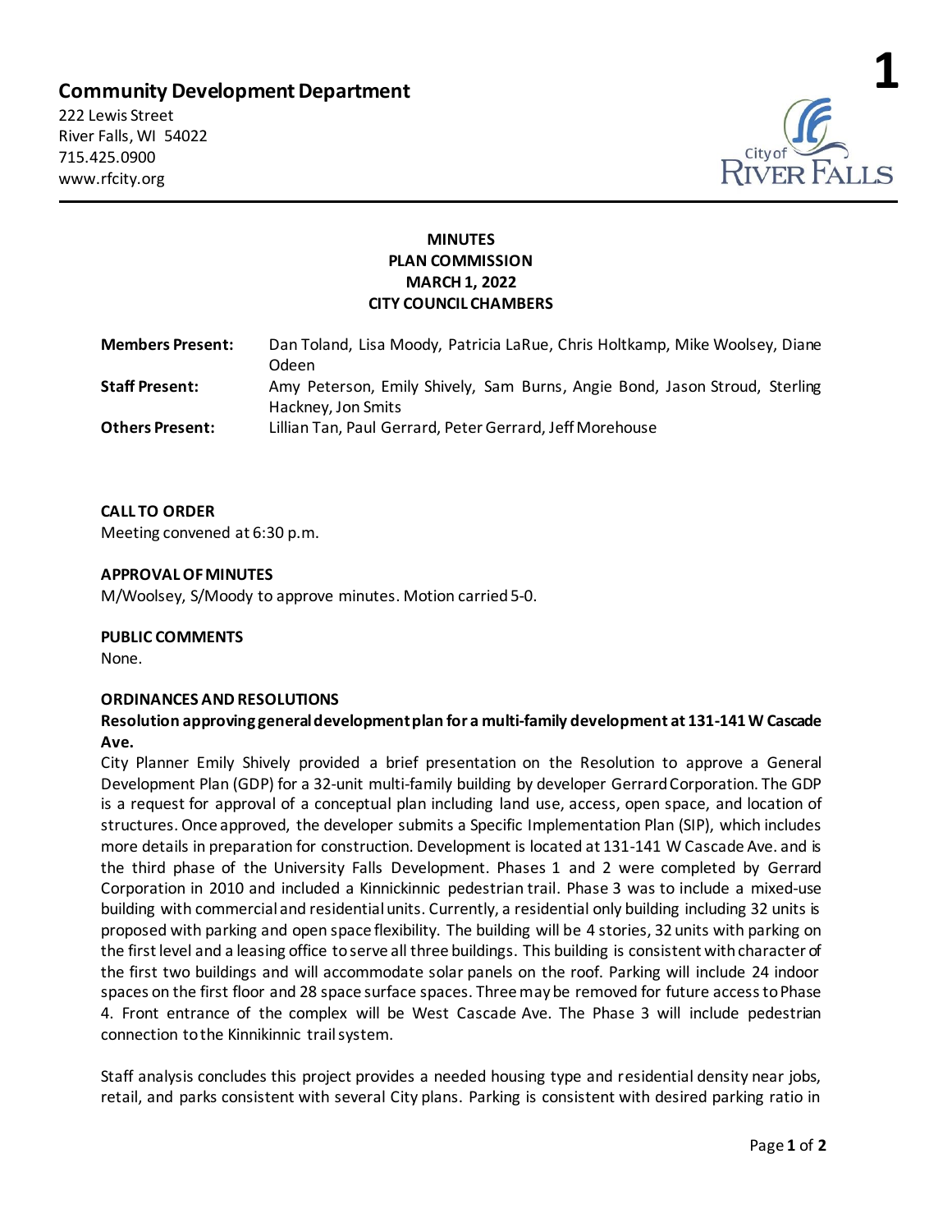**Community Development Department**

222 Lewis Street
River Falls, WI 54022
715.425.0900
www.rfcity.org

# MINUTES
# PLAN COMMISSION
# MARCH 1, 2022
# CITY COUNCIL CHAMBERS

| | |
|---|---|
| **Members Present:** | Dan Toland, Lisa Moody, Patricia LaRue, Chris Holtkamp, Mike Woolsey, Diane Odeen |
| **Staff Present:** | Amy Peterson, Emily Shively, Sam Burns, Angie Bond, Jason Stroud, Sterling Hackney, Jon Smits |
| **Others Present:** | Lillian Tan, Paul Gerrard, Peter Gerrard, Jeff Morehouse |

**CALL TO ORDER**

Meeting convened at 6:30 p.m.

**APPROVAL OF MINUTES**

M/Woolsey, S/Moody to approve minutes. Motion carried 5-0.

**PUBLIC COMMENTS**

None.

**ORDINANCES AND RESOLUTIONS**

**Resolution approving general development plan for a multi-family development at 131-141 W Cascade Ave.**

City Planner Emily Shively provided a brief presentation on the Resolution to approve a General Development Plan (GDP) for a 32-unit multi-family building by developer Gerrard Corporation. The GDP is a request for approval of a conceptual plan including land use, access, open space, and location of structures. Once approved, the developer submits a Specific Implementation Plan (SIP), which includes more details in preparation for construction. Development is located at 131-141 W Cascade Ave. and is the third phase of the University Falls Development. Phases 1 and 2 were completed by Gerrard Corporation in 2010 and included a Kinnickinnic pedestrian trail. Phase 3 was to include a mixed-use building with commercial and residential units. Currently, a residential only building including 32 units is proposed with parking and open space flexibility. The building will be 4 stories, 32 units with parking on the first level and a leasing office to serve all three buildings. This building is consistent with character of the first two buildings and will accommodate solar panels on the roof. Parking will include 24 indoor spaces on the first floor and 28 space surface spaces. Three may be removed for future access to Phase 4. Front entrance of the complex will be West Cascade Ave. The Phase 3 will include pedestrian connection to the Kinnikinnic trail system.

Staff analysis concludes this project provides a needed housing type and residential density near jobs, retail, and parks consistent with several City plans. Parking is consistent with desired parking ratio in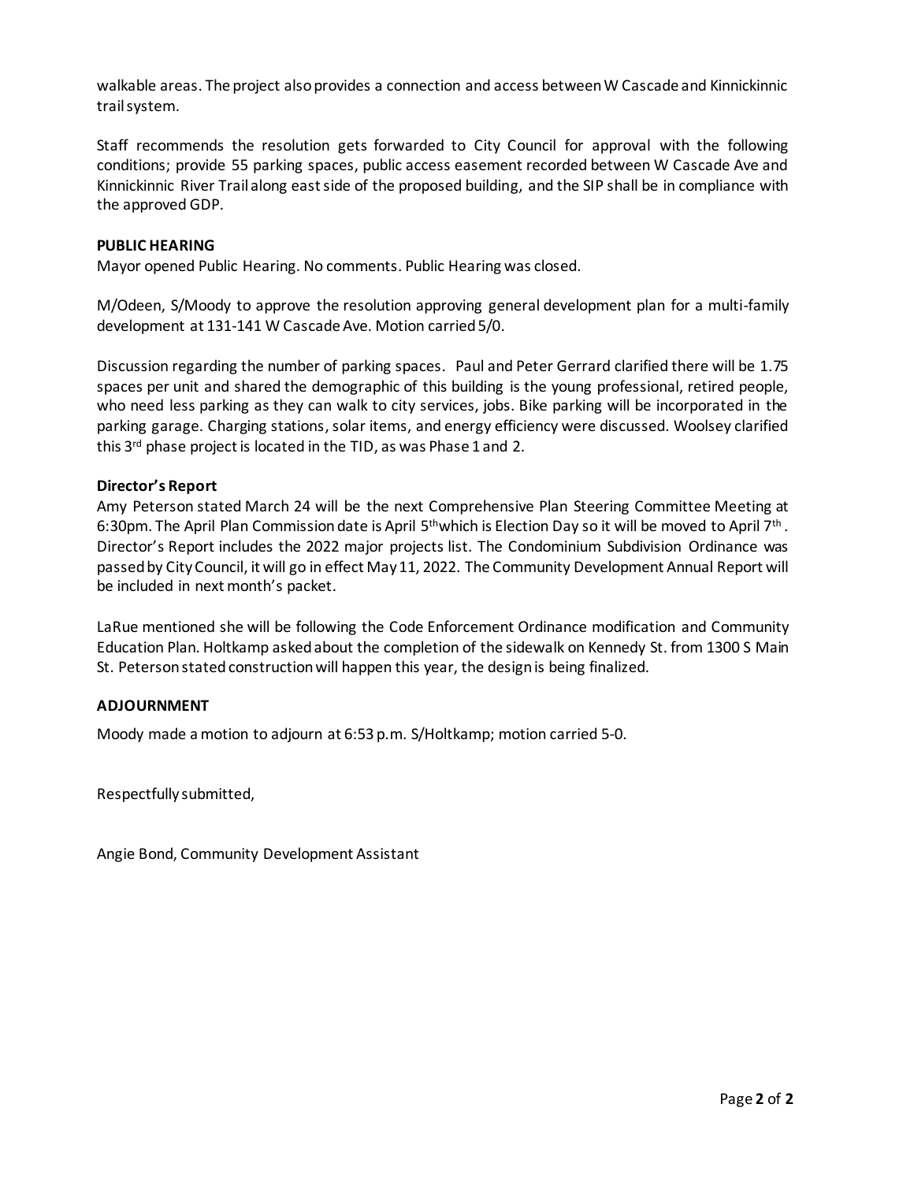walkable areas. The project also provides a connection and access between W Cascade and Kinnickinnic trail system.

Staff recommends the resolution gets forwarded to City Council for approval with the following conditions; provide 55 parking spaces, public access easement recorded between W Cascade Ave and Kinnickinnic River Trail along east side of the proposed building, and the SIP shall be in compliance with the approved GDP.

**PUBLIC HEARING**

Mayor opened Public Hearing. No comments. Public Hearing was closed.

M/Odeen, S/Moody to approve the resolution approving general development plan for a multi-family development at 131-141 W Cascade Ave. Motion carried 5/0.

Discussion regarding the number of parking spaces. Paul and Peter Gerrard clarified there will be 1.75 spaces per unit and shared the demographic of this building is the young professional, retired people, who need less parking as they can walk to city services, jobs. Bike parking will be incorporated in the parking garage. Charging stations, solar items, and energy efficiency were discussed. Woolsey clarified this 3rd phase project is located in the TID, as was Phase 1 and 2.

**Director's Report**

Amy Peterson stated March 24 will be the next Comprehensive Plan Steering Committee Meeting at 6:30pm. The April Plan Commission date is April 5th which is Election Day so it will be moved to April 7th. Director's Report includes the 2022 major projects list. The Condominium Subdivision Ordinance was passed by City Council, it will go in effect May 11, 2022. The Community Development Annual Report will be included in next month's packet.

LaRue mentioned she will be following the Code Enforcement Ordinance modification and Community Education Plan. Holtkamp asked about the completion of the sidewalk on Kennedy St. from 1300 S Main St. Peterson stated construction will happen this year, the design is being finalized.

**ADJOURNMENT**

Moody made a motion to adjourn at 6:53 p.m. S/Holtkamp; motion carried 5-0.

Respectfully submitted,

Angie Bond, Community Development Assistant